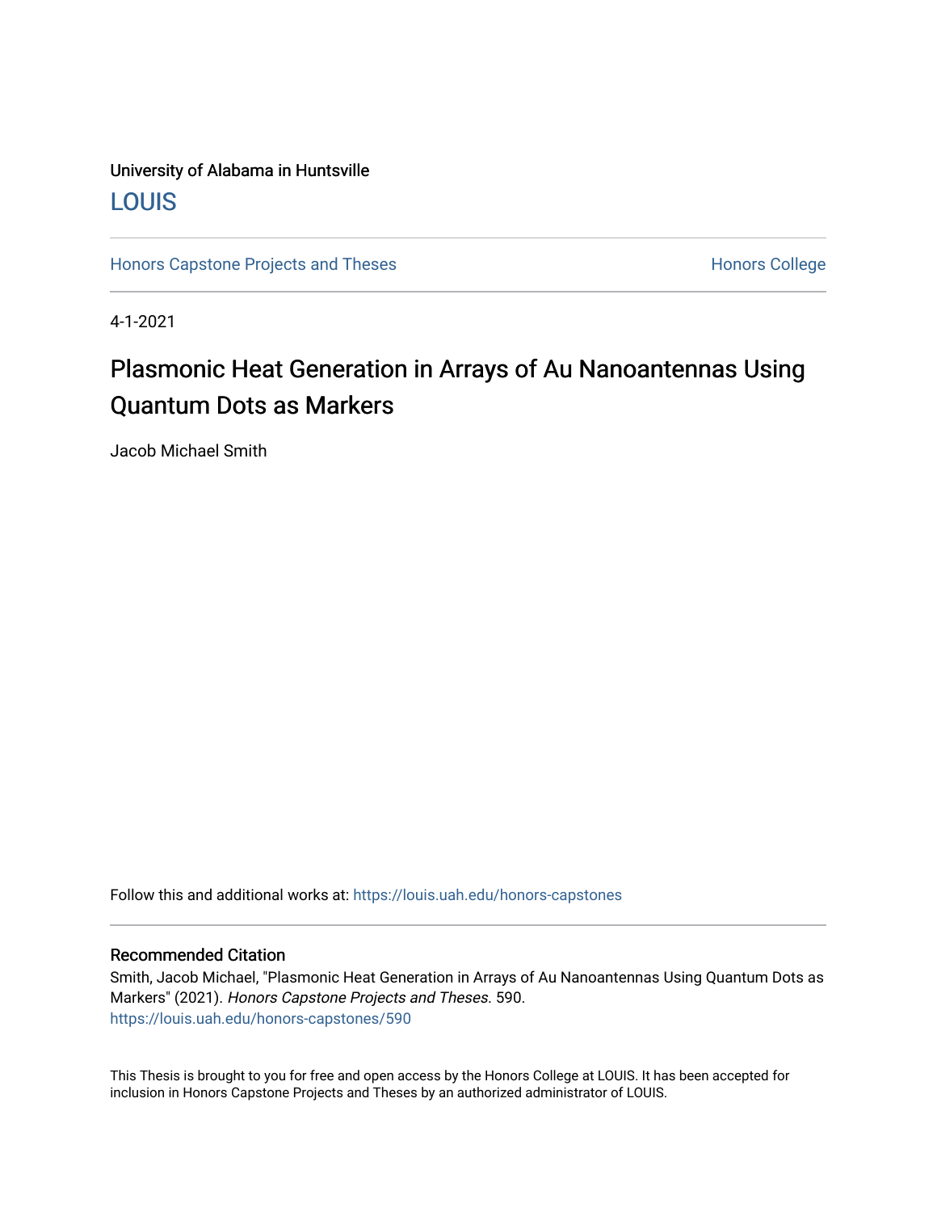University of Alabama in Huntsville

LOUIS

Honors Capstone Projects and Theses | Honors College

4-1-2021

# Plasmonic Heat Generation in Arrays of Au Nanoantennas Using Quantum Dots as Markers

Jacob Michael Smith

Follow this and additional works at: https://louis.uah.edu/honors-capstones

## Recommended Citation

Smith, Jacob Michael, "Plasmonic Heat Generation in Arrays of Au Nanoantennas Using Quantum Dots as Markers" (2021). *Honors Capstone Projects and Theses*. 590.
https://louis.uah.edu/honors-capstones/590

This Thesis is brought to you for free and open access by the Honors College at LOUIS. It has been accepted for inclusion in Honors Capstone Projects and Theses by an authorized administrator of LOUIS.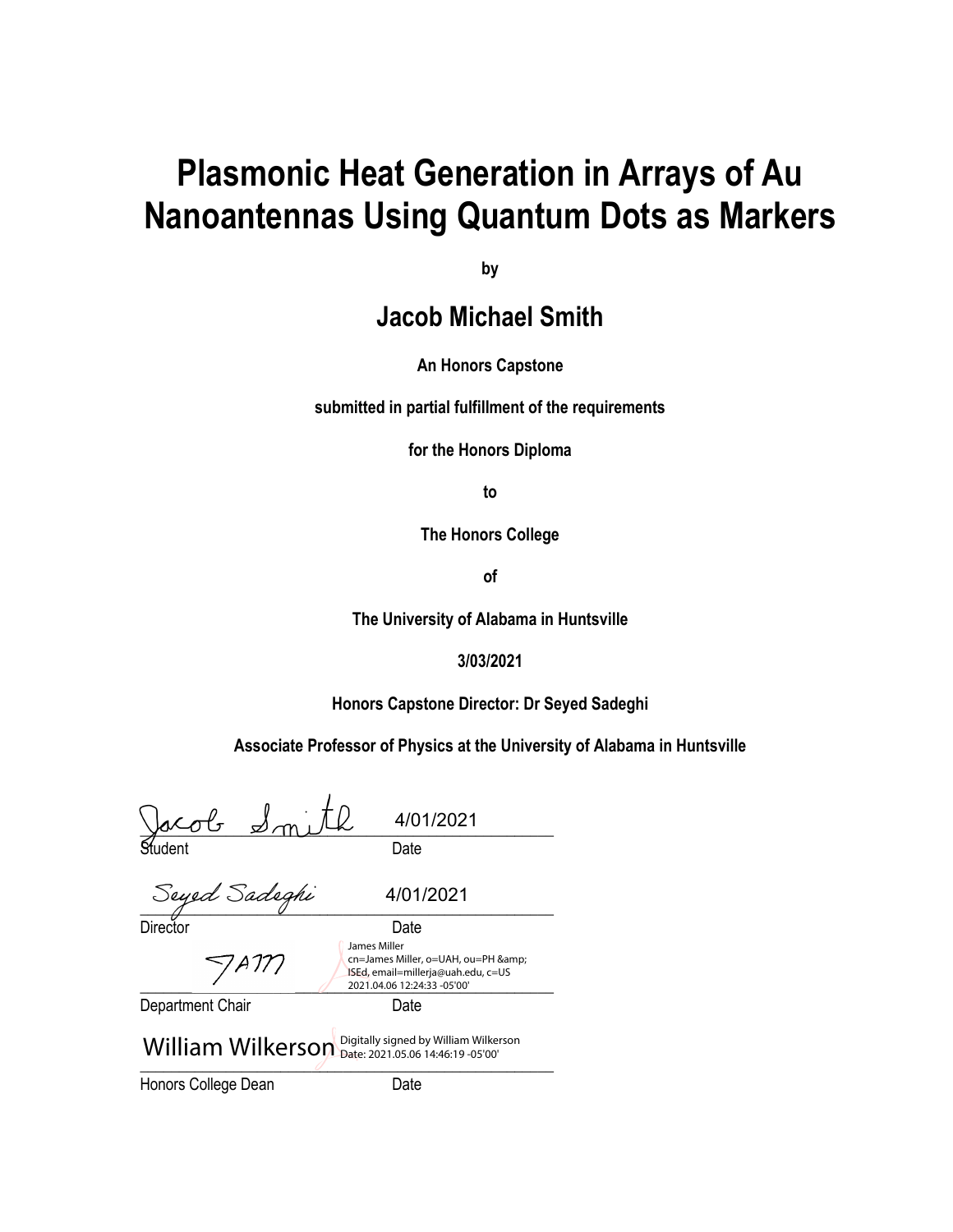# Plasmonic Heat Generation in Arrays of Au Nanoantennas Using Quantum Dots as Markers

by

## Jacob Michael Smith

**An Honors Capstone**

**submitted in partial fulfillment of the requirements**

**for the Honors Diploma**

**to**

**The Honors College**

**of**

**The University of Alabama in Huntsville**

**3/03/2021**

**Honors Capstone Director: Dr Seyed Sadeghi**

**Associate Professor of Physics at the University of Alabama in Huntsville**

Jacob Smith 4/01/2021

Student Date

Seyed Sadeghi 4/01/2021

Director Date

JAM James Miller cn=James Miller, o=UAH, ou=PH &amp; ISEd, email=millerja@uah.edu, c=US 2021.04.06 12:24:33 -05'00'

Department Chair Date

William Wilkerson Digitally signed by William Wilkerson Date: 2021.05.06 14:46:19 -05'00'

Honors College Dean Date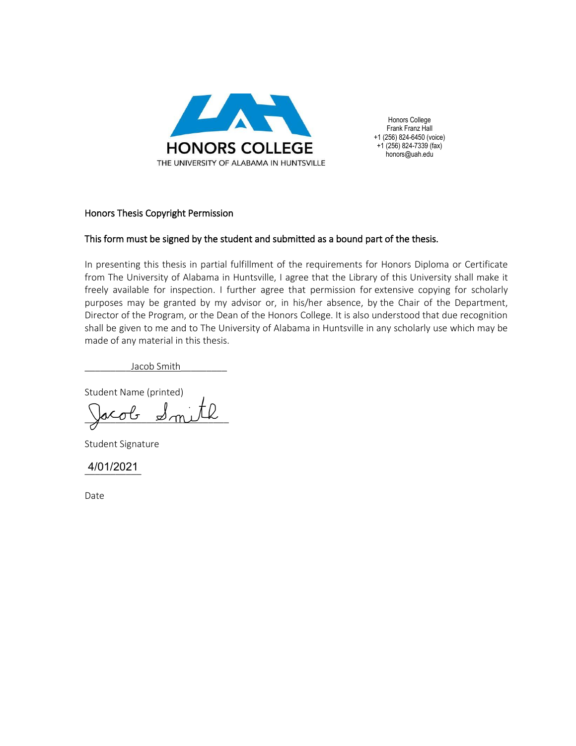HONORS COLLEGE

THE UNIVERSITY OF ALABAMA IN HUNTSVILLE

Honors College
Frank Franz Hall
+1 (256) 824-6450 (voice)
+1 (256) 824-7339 (fax)
honors@uah.edu

Honors Thesis Copyright Permission

This form must be signed by the student and submitted as a bound part of the thesis.

In presenting this thesis in partial fulfillment of the requirements for Honors Diploma or Certificate from The University of Alabama in Huntsville, I agree that the Library of this University shall make it freely available for inspection. I further agree that permission for extensive copying for scholarly purposes may be granted by my advisor or, in his/her absence, by the Chair of the Department, Director of the Program, or the Dean of the Honors College. It is also understood that due recognition shall be given to me and to The University of Alabama in Huntsville in any scholarly use which may be made of any material in this thesis.

Jacob Smith

Student Name (printed)

Jacob Smith

Student Signature

4/01/2021

Date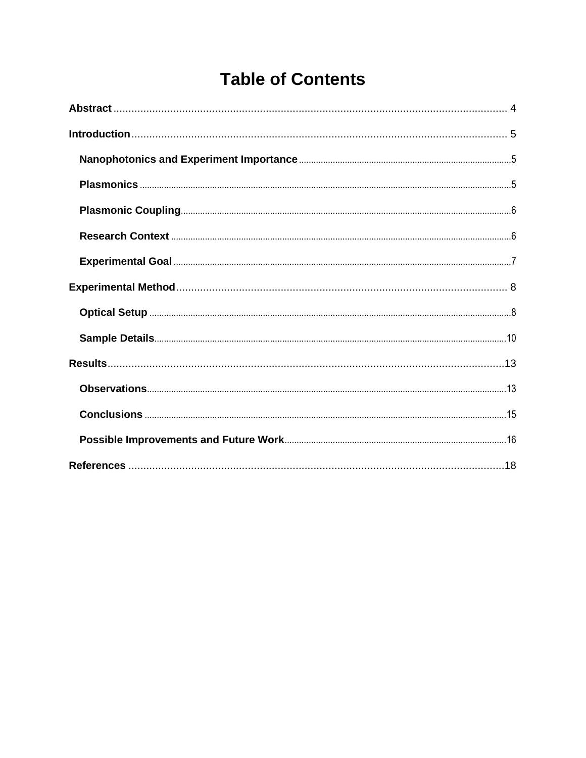# Table of Contents

**Abstract** ..... 4

**Introduction** ..... 5

- **Nanophotonics and Experiment Importance** ..... 5
- **Plasmonics** ..... 5
- **Plasmonic Coupling** ..... 6
- **Research Context** ..... 6
- **Experimental Goal** ..... 7

**Experimental Method** ..... 8

- **Optical Setup** ..... 8
- **Sample Details** ..... 10

**Results** ..... 13

- **Observations** ..... 13
- **Conclusions** ..... 15
- **Possible Improvements and Future Work** ..... 16

**References** ..... 18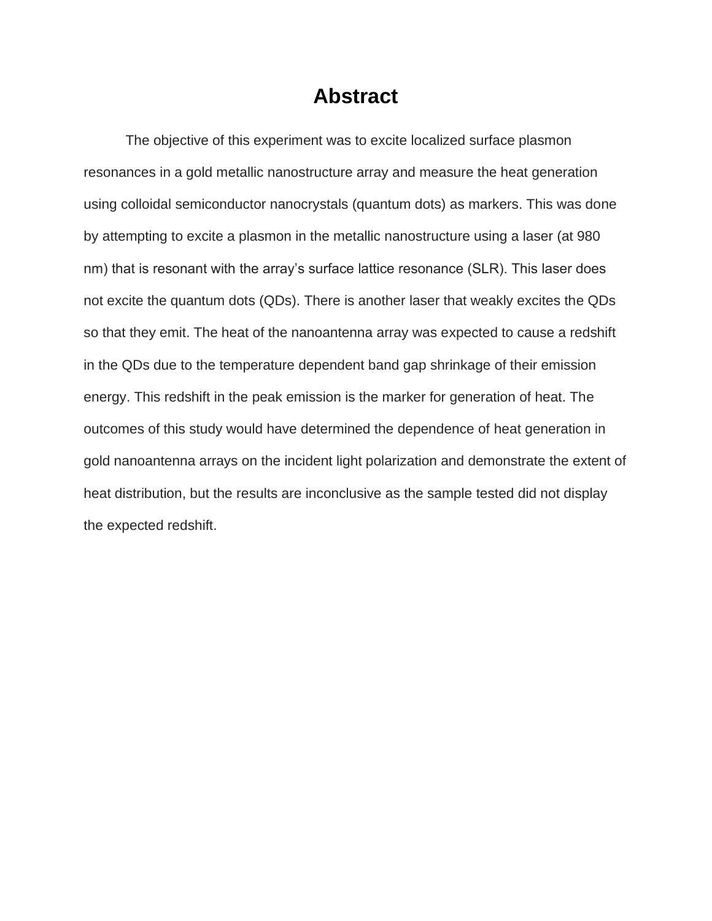# Abstract

The objective of this experiment was to excite localized surface plasmon resonances in a gold metallic nanostructure array and measure the heat generation using colloidal semiconductor nanocrystals (quantum dots) as markers. This was done by attempting to excite a plasmon in the metallic nanostructure using a laser (at 980 nm) that is resonant with the array's surface lattice resonance (SLR). This laser does not excite the quantum dots (QDs). There is another laser that weakly excites the QDs so that they emit. The heat of the nanoantenna array was expected to cause a redshift in the QDs due to the temperature dependent band gap shrinkage of their emission energy. This redshift in the peak emission is the marker for generation of heat. The outcomes of this study would have determined the dependence of heat generation in gold nanoantenna arrays on the incident light polarization and demonstrate the extent of heat distribution, but the results are inconclusive as the sample tested did not display the expected redshift.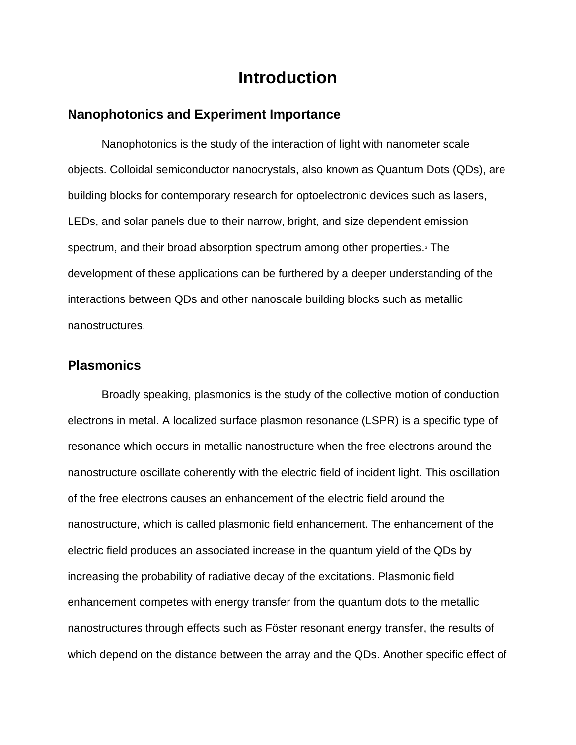# Introduction

## Nanophotonics and Experiment Importance

Nanophotonics is the study of the interaction of light with nanometer scale objects. Colloidal semiconductor nanocrystals, also known as Quantum Dots (QDs), are building blocks for contemporary research for optoelectronic devices such as lasers, LEDs, and solar panels due to their narrow, bright, and size dependent emission spectrum, and their broad absorption spectrum among other properties.[3] The development of these applications can be furthered by a deeper understanding of the interactions between QDs and other nanoscale building blocks such as metallic nanostructures.

## Plasmonics

Broadly speaking, plasmonics is the study of the collective motion of conduction electrons in metal. A localized surface plasmon resonance (LSPR) is a specific type of resonance which occurs in metallic nanostructure when the free electrons around the nanostructure oscillate coherently with the electric field of incident light. This oscillation of the free electrons causes an enhancement of the electric field around the nanostructure, which is called plasmonic field enhancement. The enhancement of the electric field produces an associated increase in the quantum yield of the QDs by increasing the probability of radiative decay of the excitations. Plasmonic field enhancement competes with energy transfer from the quantum dots to the metallic nanostructures through effects such as Föster resonant energy transfer, the results of which depend on the distance between the array and the QDs. Another specific effect of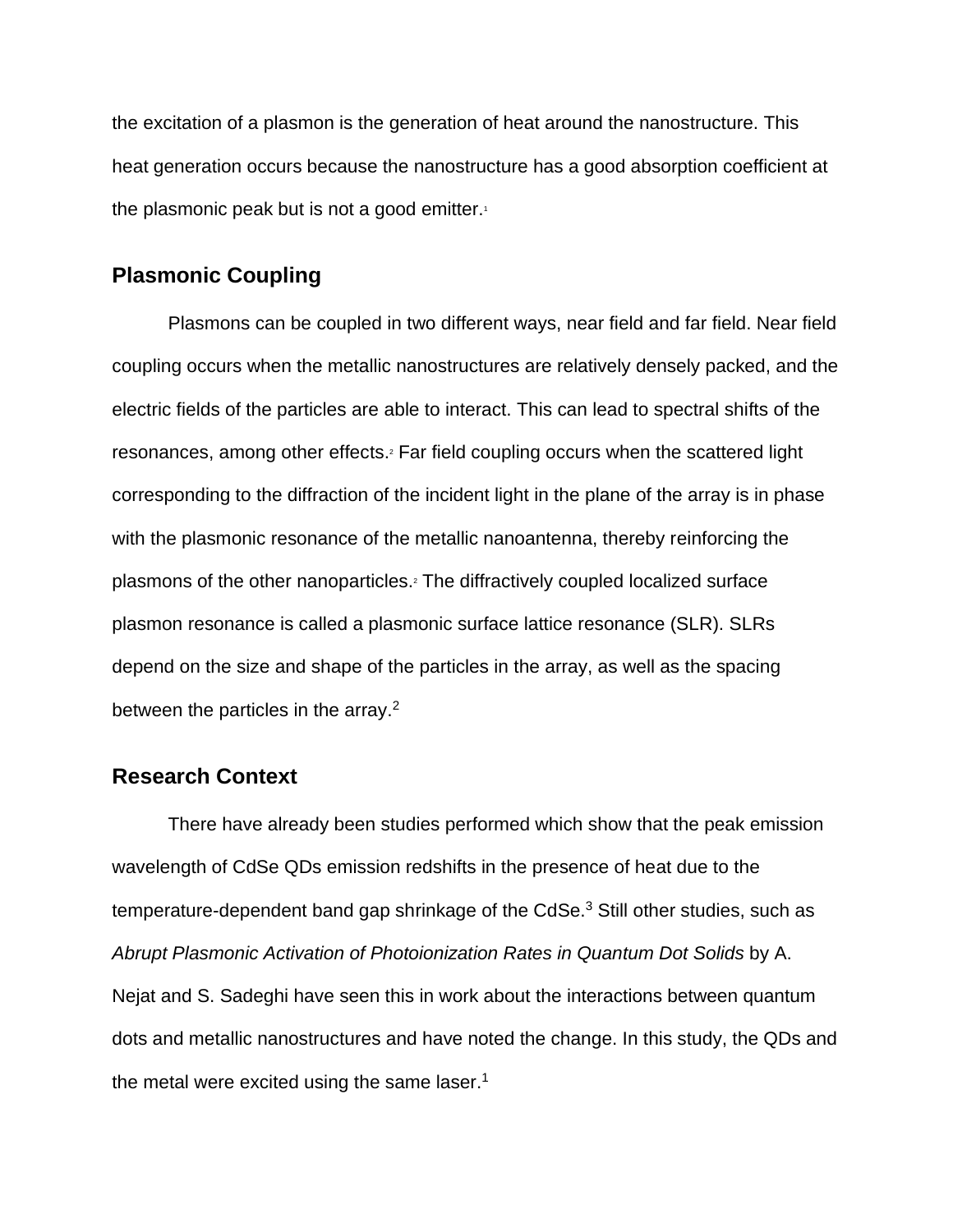the excitation of a plasmon is the generation of heat around the nanostructure. This heat generation occurs because the nanostructure has a good absorption coefficient at the plasmonic peak but is not a good emitter.[1]

## Plasmonic Coupling

Plasmons can be coupled in two different ways, near field and far field. Near field coupling occurs when the metallic nanostructures are relatively densely packed, and the electric fields of the particles are able to interact. This can lead to spectral shifts of the resonances, among other effects.[2] Far field coupling occurs when the scattered light corresponding to the diffraction of the incident light in the plane of the array is in phase with the plasmonic resonance of the metallic nanoantenna, thereby reinforcing the plasmons of the other nanoparticles.[2] The diffractively coupled localized surface plasmon resonance is called a plasmonic surface lattice resonance (SLR). SLRs depend on the size and shape of the particles in the array, as well as the spacing between the particles in the array.[2]

## Research Context

There have already been studies performed which show that the peak emission wavelength of CdSe QDs emission redshifts in the presence of heat due to the temperature-dependent band gap shrinkage of the CdSe.[3] Still other studies, such as *Abrupt Plasmonic Activation of Photoionization Rates in Quantum Dot Solids* by A. Nejat and S. Sadeghi have seen this in work about the interactions between quantum dots and metallic nanostructures and have noted the change. In this study, the QDs and the metal were excited using the same laser.[1]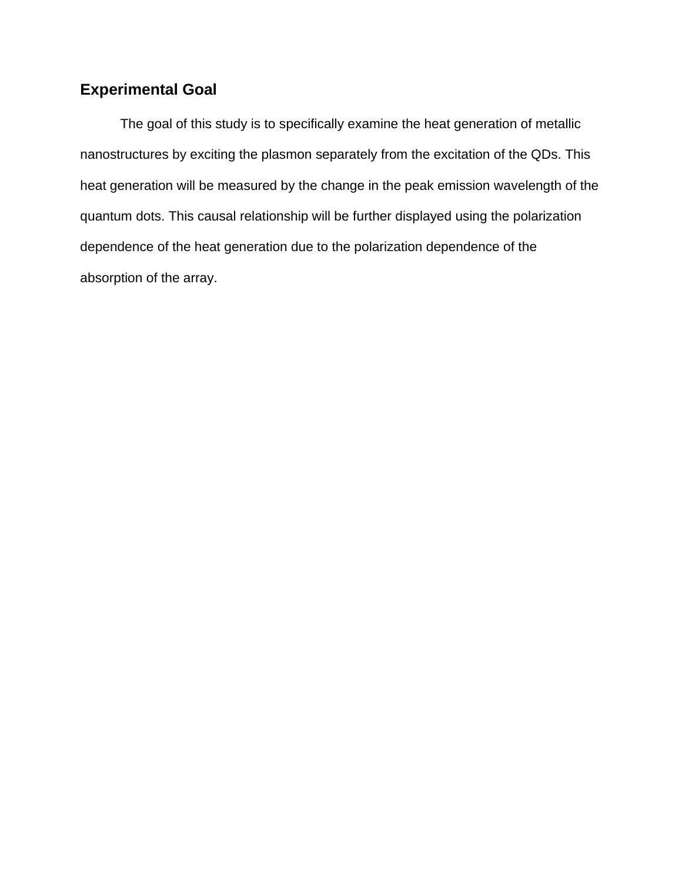## Experimental Goal

The goal of this study is to specifically examine the heat generation of metallic nanostructures by exciting the plasmon separately from the excitation of the QDs. This heat generation will be measured by the change in the peak emission wavelength of the quantum dots. This causal relationship will be further displayed using the polarization dependence of the heat generation due to the polarization dependence of the absorption of the array.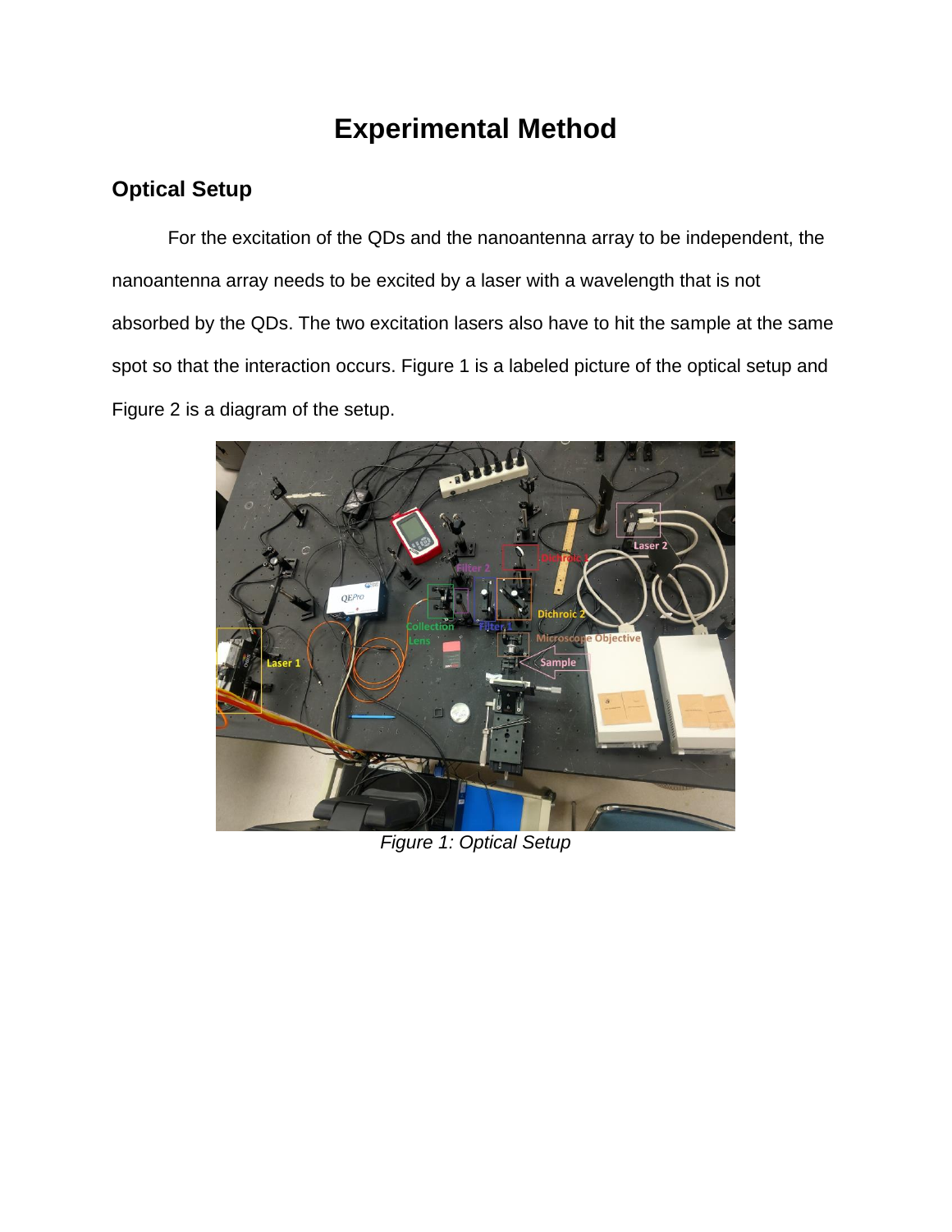# Experimental Method

## Optical Setup

For the excitation of the QDs and the nanoantenna array to be independent, the nanoantenna array needs to be excited by a laser with a wavelength that is not absorbed by the QDs. The two excitation lasers also have to hit the sample at the same spot so that the interaction occurs. Figure 1 is a labeled picture of the optical setup and Figure 2 is a diagram of the setup.

*Figure 1: Optical Setup*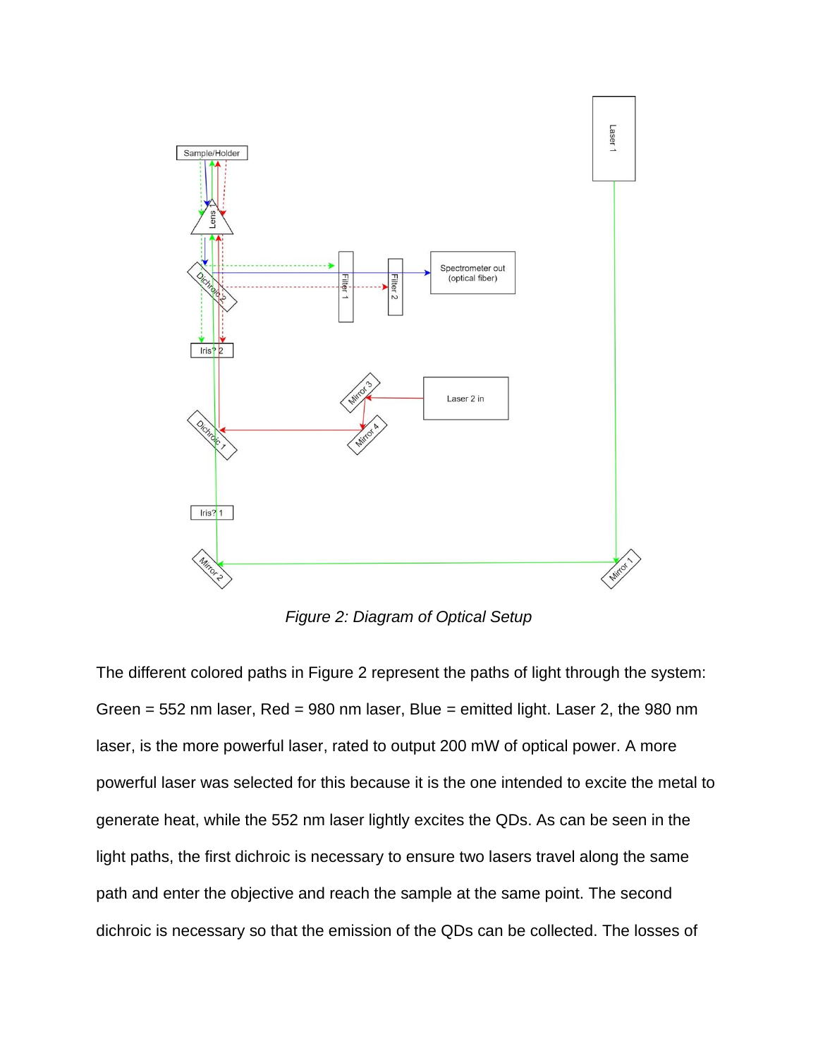*Figure 2: Diagram of Optical Setup*

The different colored paths in Figure 2 represent the paths of light through the system: Green = 552 nm laser, Red = 980 nm laser, Blue = emitted light. Laser 2, the 980 nm laser, is the more powerful laser, rated to output 200 mW of optical power. A more powerful laser was selected for this because it is the one intended to excite the metal to generate heat, while the 552 nm laser lightly excites the QDs. As can be seen in the light paths, the first dichroic is necessary to ensure two lasers travel along the same path and enter the objective and reach the sample at the same point. The second dichroic is necessary so that the emission of the QDs can be collected. The losses of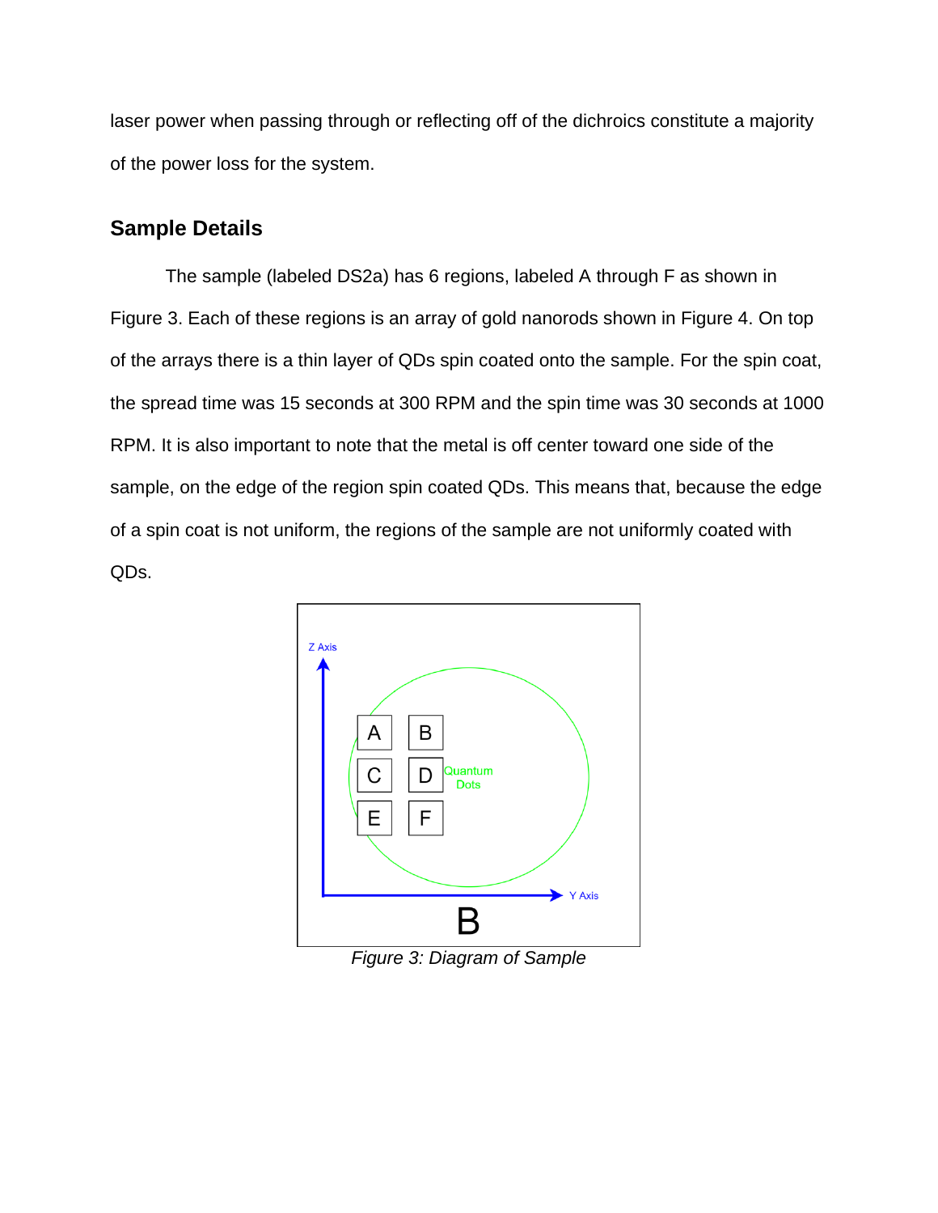laser power when passing through or reflecting off of the dichroics constitute a majority of the power loss for the system.

## Sample Details

The sample (labeled DS2a) has 6 regions, labeled A through F as shown in Figure 3. Each of these regions is an array of gold nanorods shown in Figure 4. On top of the arrays there is a thin layer of QDs spin coated onto the sample. For the spin coat, the spread time was 15 seconds at 300 RPM and the spin time was 30 seconds at 1000 RPM. It is also important to note that the metal is off center toward one side of the sample, on the edge of the region spin coated QDs. This means that, because the edge of a spin coat is not uniform, the regions of the sample are not uniformly coated with QDs.

*Figure 3: Diagram of Sample*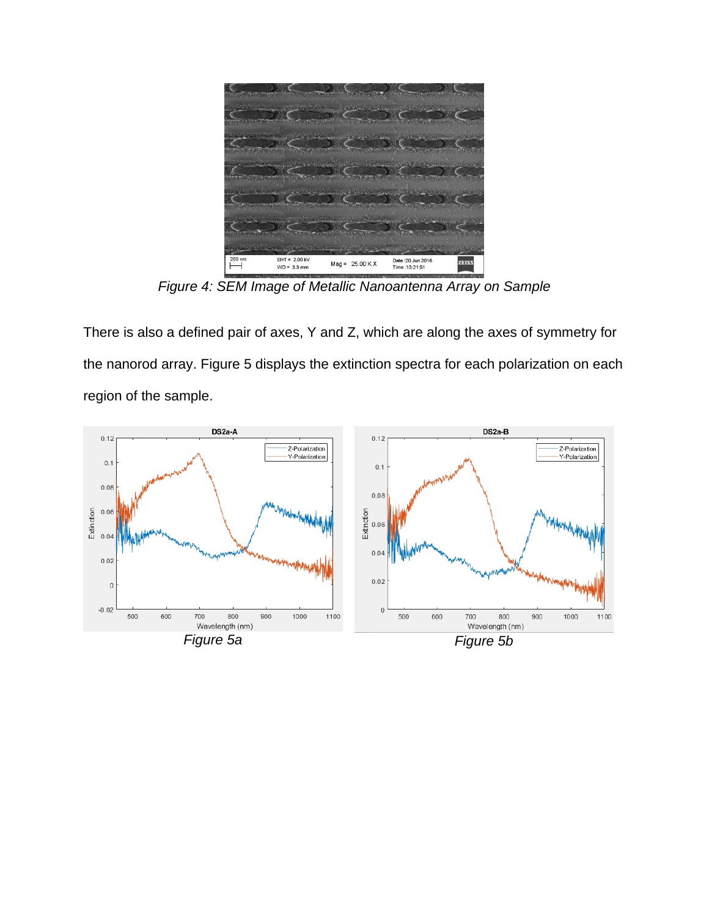*Figure 4: SEM Image of Metallic Nanoantenna Array on Sample*

There is also a defined pair of axes, Y and Z, which are along the axes of symmetry for the nanorod array. Figure 5 displays the extinction spectra for each polarization on each region of the sample.

*Figure 5a*

*Figure 5b*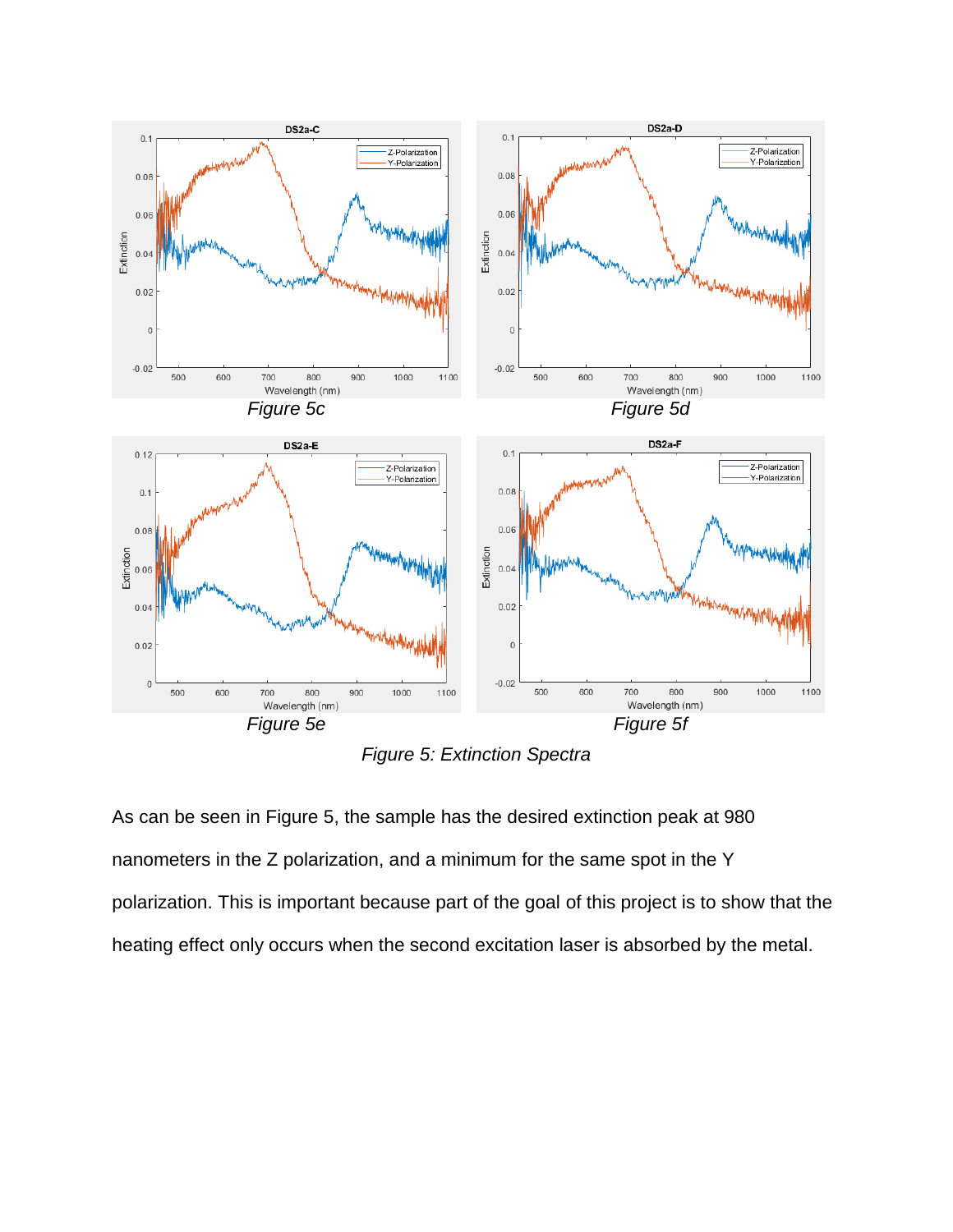Figure 5c

Figure 5d

Figure 5e

Figure 5f

*Figure 5: Extinction Spectra*

As can be seen in Figure 5, the sample has the desired extinction peak at 980 nanometers in the Z polarization, and a minimum for the same spot in the Y polarization. This is important because part of the goal of this project is to show that the heating effect only occurs when the second excitation laser is absorbed by the metal.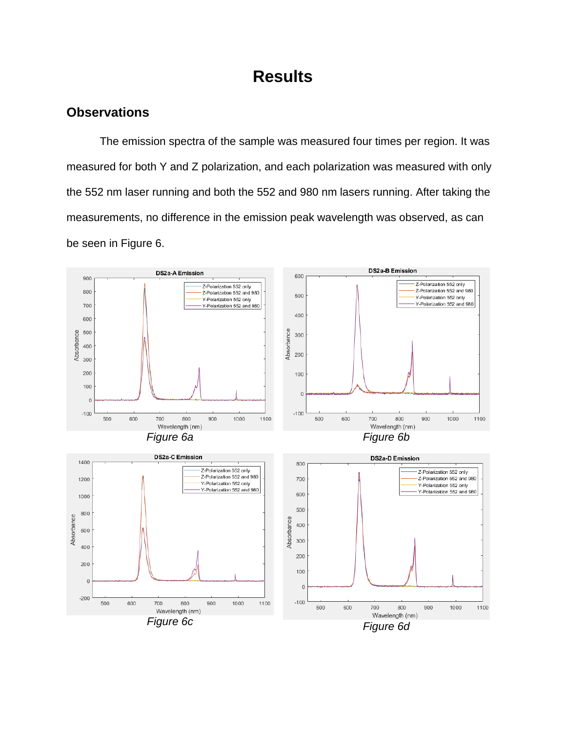# Results

## Observations

The emission spectra of the sample was measured four times per region. It was measured for both Y and Z polarization, and each polarization was measured with only the 552 nm laser running and both the 552 and 980 nm lasers running. After taking the measurements, no difference in the emission peak wavelength was observed, as can be seen in Figure 6.

*Figure 6a*

*Figure 6b*

*Figure 6c*

*Figure 6d*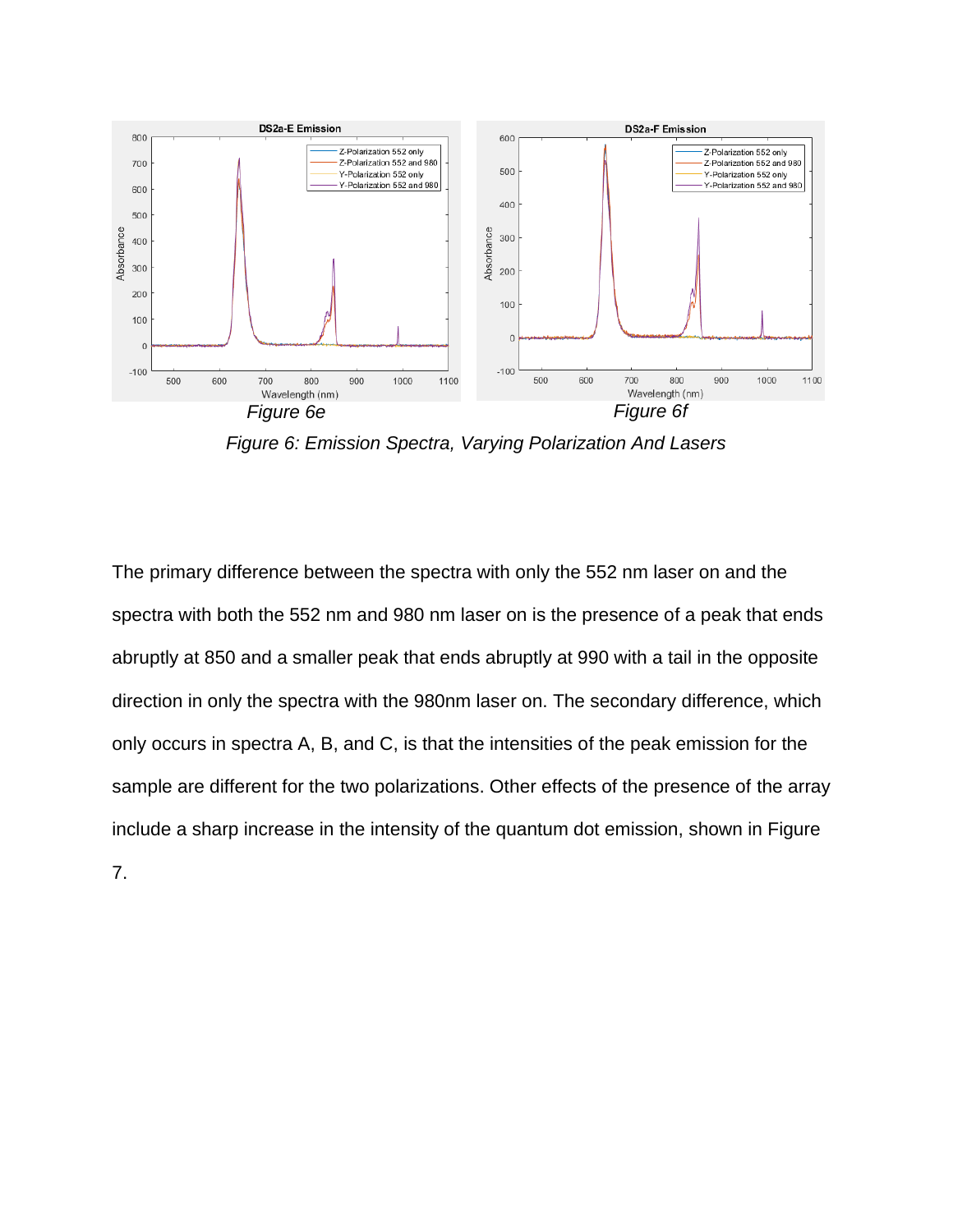*Figure 6e*

*Figure 6f*

*Figure 6: Emission Spectra, Varying Polarization And Lasers*

The primary difference between the spectra with only the 552 nm laser on and the spectra with both the 552 nm and 980 nm laser on is the presence of a peak that ends abruptly at 850 and a smaller peak that ends abruptly at 990 with a tail in the opposite direction in only the spectra with the 980nm laser on. The secondary difference, which only occurs in spectra A, B, and C, is that the intensities of the peak emission for the sample are different for the two polarizations. Other effects of the presence of the array include a sharp increase in the intensity of the quantum dot emission, shown in Figure 7.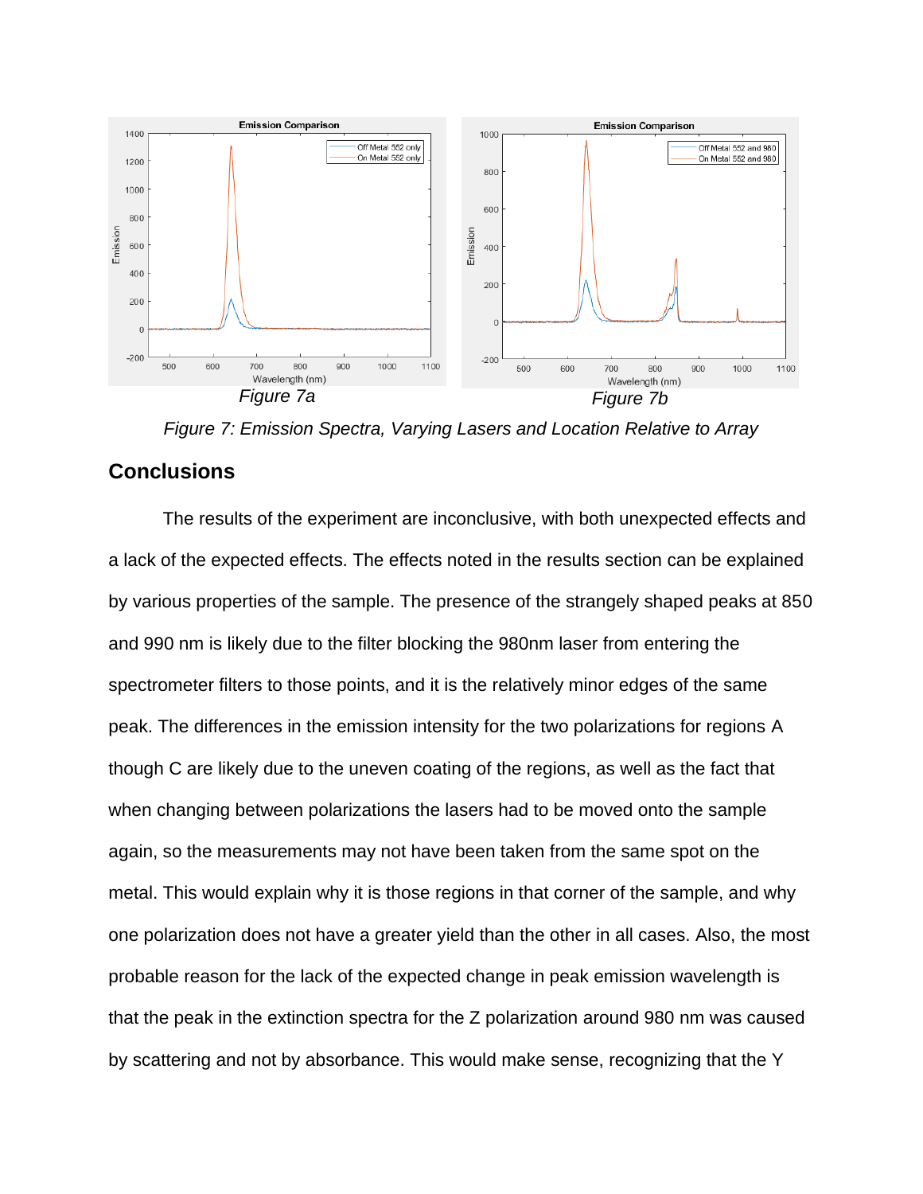Figure 7a

Figure 7b

*Figure 7: Emission Spectra, Varying Lasers and Location Relative to Array*

## Conclusions

The results of the experiment are inconclusive, with both unexpected effects and a lack of the expected effects. The effects noted in the results section can be explained by various properties of the sample. The presence of the strangely shaped peaks at 850 and 990 nm is likely due to the filter blocking the 980nm laser from entering the spectrometer filters to those points, and it is the relatively minor edges of the same peak. The differences in the emission intensity for the two polarizations for regions A though C are likely due to the uneven coating of the regions, as well as the fact that when changing between polarizations the lasers had to be moved onto the sample again, so the measurements may not have been taken from the same spot on the metal. This would explain why it is those regions in that corner of the sample, and why one polarization does not have a greater yield than the other in all cases. Also, the most probable reason for the lack of the expected change in peak emission wavelength is that the peak in the extinction spectra for the Z polarization around 980 nm was caused by scattering and not by absorbance. This would make sense, recognizing that the Y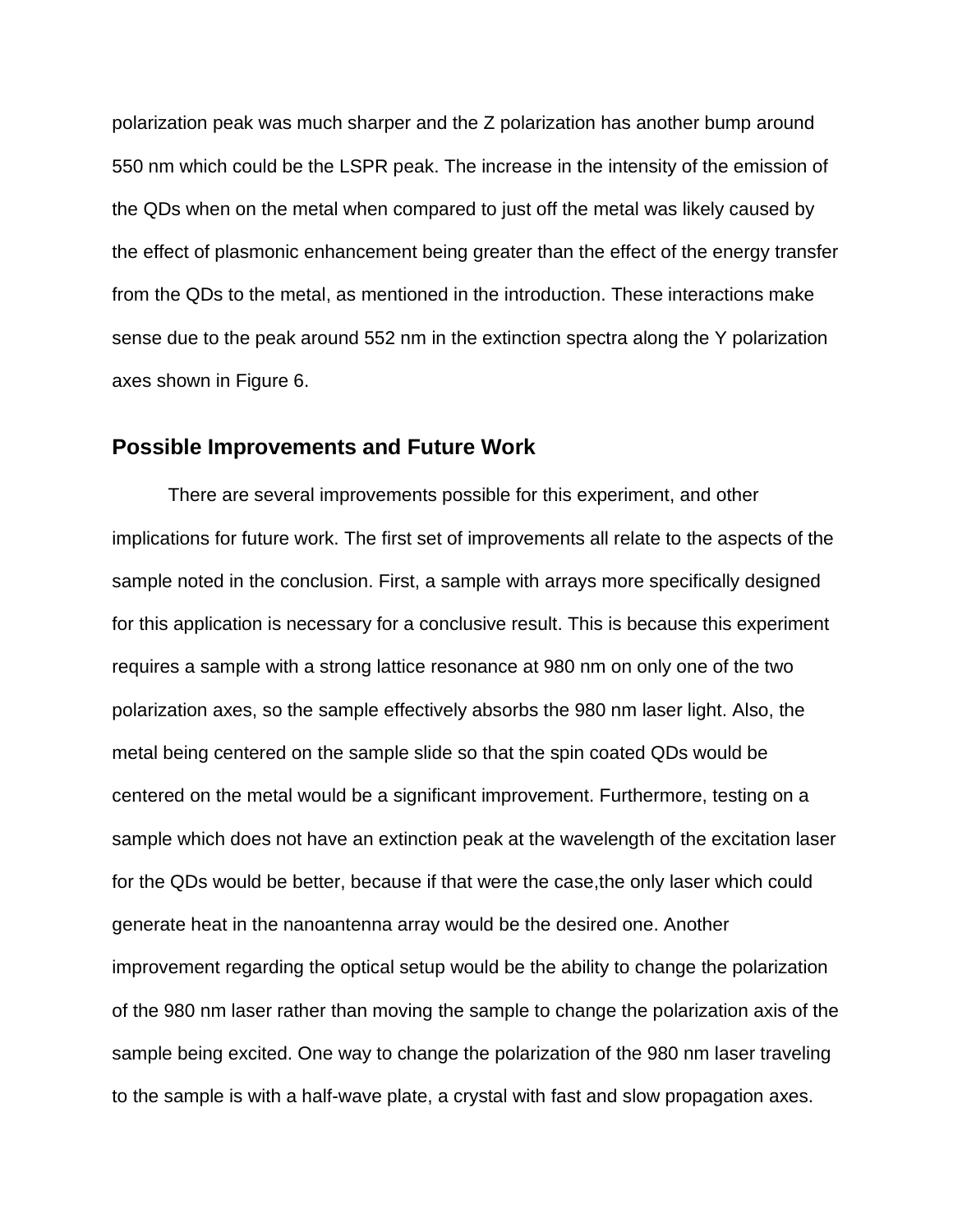polarization peak was much sharper and the Z polarization has another bump around 550 nm which could be the LSPR peak. The increase in the intensity of the emission of the QDs when on the metal when compared to just off the metal was likely caused by the effect of plasmonic enhancement being greater than the effect of the energy transfer from the QDs to the metal, as mentioned in the introduction. These interactions make sense due to the peak around 552 nm in the extinction spectra along the Y polarization axes shown in Figure 6.

## Possible Improvements and Future Work

There are several improvements possible for this experiment, and other implications for future work. The first set of improvements all relate to the aspects of the sample noted in the conclusion. First, a sample with arrays more specifically designed for this application is necessary for a conclusive result. This is because this experiment requires a sample with a strong lattice resonance at 980 nm on only one of the two polarization axes, so the sample effectively absorbs the 980 nm laser light. Also, the metal being centered on the sample slide so that the spin coated QDs would be centered on the metal would be a significant improvement. Furthermore, testing on a sample which does not have an extinction peak at the wavelength of the excitation laser for the QDs would be better, because if that were the case,the only laser which could generate heat in the nanoantenna array would be the desired one. Another improvement regarding the optical setup would be the ability to change the polarization of the 980 nm laser rather than moving the sample to change the polarization axis of the sample being excited. One way to change the polarization of the 980 nm laser traveling to the sample is with a half-wave plate, a crystal with fast and slow propagation axes.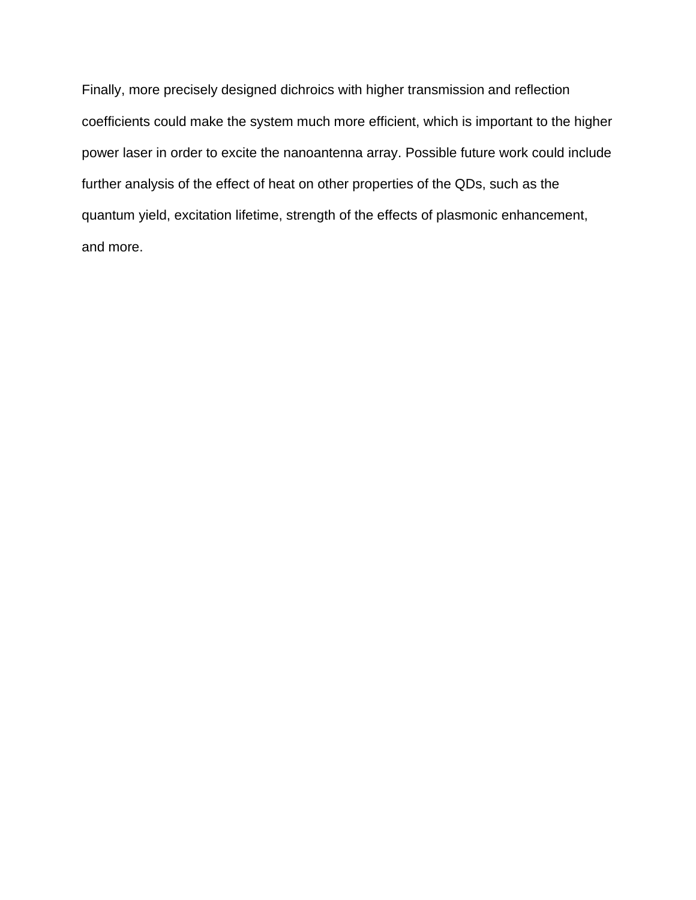Finally, more precisely designed dichroics with higher transmission and reflection coefficients could make the system much more efficient, which is important to the higher power laser in order to excite the nanoantenna array. Possible future work could include further analysis of the effect of heat on other properties of the QDs, such as the quantum yield, excitation lifetime, strength of the effects of plasmonic enhancement, and more.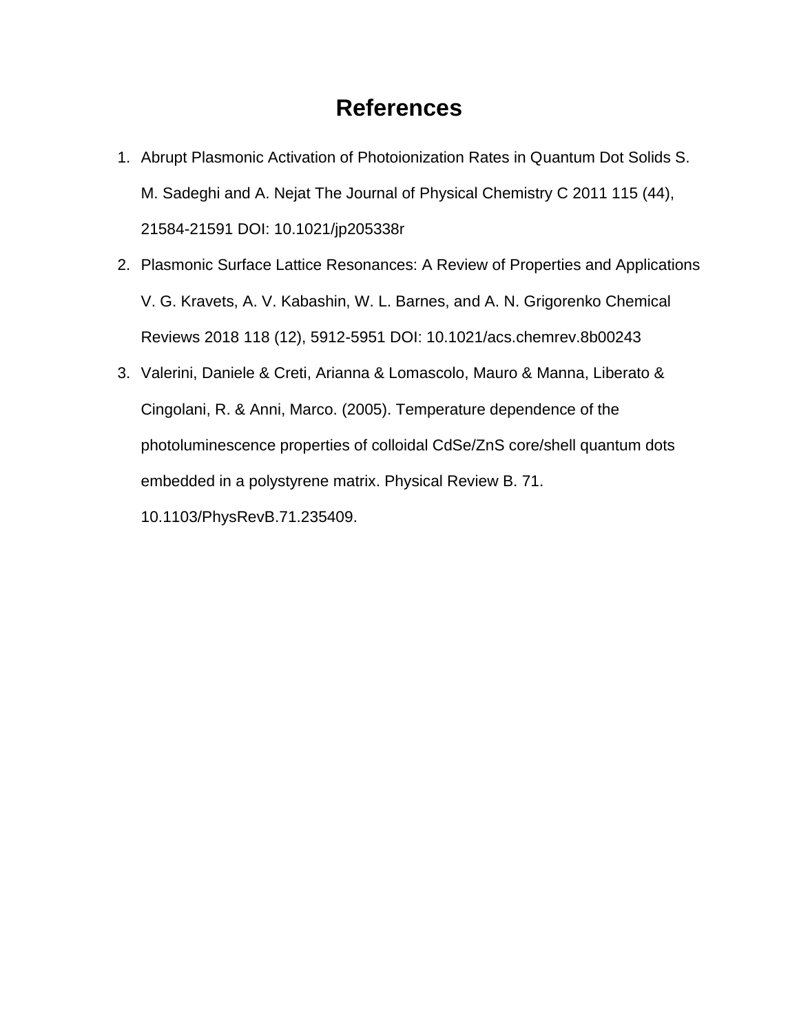# References

1. Abrupt Plasmonic Activation of Photoionization Rates in Quantum Dot Solids S. M. Sadeghi and A. Nejat The Journal of Physical Chemistry C 2011 115 (44), 21584-21591 DOI: 10.1021/jp205338r
2. Plasmonic Surface Lattice Resonances: A Review of Properties and Applications V. G. Kravets, A. V. Kabashin, W. L. Barnes, and A. N. Grigorenko Chemical Reviews 2018 118 (12), 5912-5951 DOI: 10.1021/acs.chemrev.8b00243
3. Valerini, Daniele & Creti, Arianna & Lomascolo, Mauro & Manna, Liberato & Cingolani, R. & Anni, Marco. (2005). Temperature dependence of the photoluminescence properties of colloidal CdSe/ZnS core/shell quantum dots embedded in a polystyrene matrix. Physical Review B. 71. 10.1103/PhysRevB.71.235409.